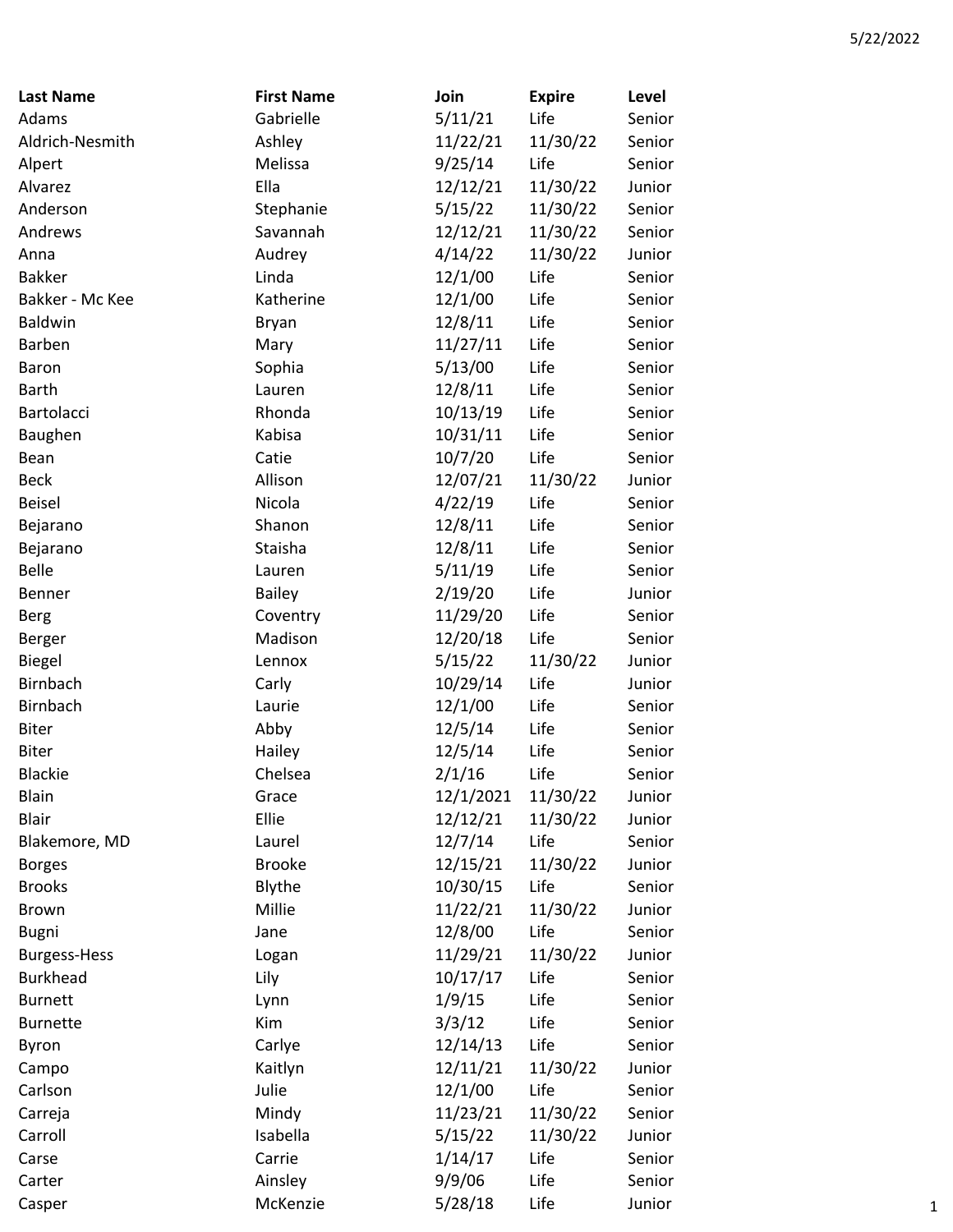5/22/2022

| Last Name | First Name | Join | Expire | Level |
|---|---|---|---|---|
| Adams | Gabrielle | 5/11/21 | Life | Senior |
| Aldrich-Nesmith | Ashley | 11/22/21 | 11/30/22 | Senior |
| Alpert | Melissa | 9/25/14 | Life | Senior |
| Alvarez | Ella | 12/12/21 | 11/30/22 | Junior |
| Anderson | Stephanie | 5/15/22 | 11/30/22 | Senior |
| Andrews | Savannah | 12/12/21 | 11/30/22 | Senior |
| Anna | Audrey | 4/14/22 | 11/30/22 | Junior |
| Bakker | Linda | 12/1/00 | Life | Senior |
| Bakker - Mc Kee | Katherine | 12/1/00 | Life | Senior |
| Baldwin | Bryan | 12/8/11 | Life | Senior |
| Barben | Mary | 11/27/11 | Life | Senior |
| Baron | Sophia | 5/13/00 | Life | Senior |
| Barth | Lauren | 12/8/11 | Life | Senior |
| Bartolacci | Rhonda | 10/13/19 | Life | Senior |
| Baughen | Kabisa | 10/31/11 | Life | Senior |
| Bean | Catie | 10/7/20 | Life | Senior |
| Beck | Allison | 12/07/21 | 11/30/22 | Junior |
| Beisel | Nicola | 4/22/19 | Life | Senior |
| Bejarano | Shanon | 12/8/11 | Life | Senior |
| Bejarano | Staisha | 12/8/11 | Life | Senior |
| Belle | Lauren | 5/11/19 | Life | Senior |
| Benner | Bailey | 2/19/20 | Life | Junior |
| Berg | Coventry | 11/29/20 | Life | Senior |
| Berger | Madison | 12/20/18 | Life | Senior |
| Biegel | Lennox | 5/15/22 | 11/30/22 | Junior |
| Birnbach | Carly | 10/29/14 | Life | Junior |
| Birnbach | Laurie | 12/1/00 | Life | Senior |
| Biter | Abby | 12/5/14 | Life | Senior |
| Biter | Hailey | 12/5/14 | Life | Senior |
| Blackie | Chelsea | 2/1/16 | Life | Senior |
| Blain | Grace | 12/1/2021 | 11/30/22 | Junior |
| Blair | Ellie | 12/12/21 | 11/30/22 | Junior |
| Blakemore, MD | Laurel | 12/7/14 | Life | Senior |
| Borges | Brooke | 12/15/21 | 11/30/22 | Junior |
| Brooks | Blythe | 10/30/15 | Life | Senior |
| Brown | Millie | 11/22/21 | 11/30/22 | Junior |
| Bugni | Jane | 12/8/00 | Life | Senior |
| Burgess-Hess | Logan | 11/29/21 | 11/30/22 | Junior |
| Burkhead | Lily | 10/17/17 | Life | Senior |
| Burnett | Lynn | 1/9/15 | Life | Senior |
| Burnette | Kim | 3/3/12 | Life | Senior |
| Byron | Carlye | 12/14/13 | Life | Senior |
| Campo | Kaitlyn | 12/11/21 | 11/30/22 | Junior |
| Carlson | Julie | 12/1/00 | Life | Senior |
| Carreja | Mindy | 11/23/21 | 11/30/22 | Senior |
| Carroll | Isabella | 5/15/22 | 11/30/22 | Junior |
| Carse | Carrie | 1/14/17 | Life | Senior |
| Carter | Ainsley | 9/9/06 | Life | Senior |
| Casper | McKenzie | 5/28/18 | Life | Junior |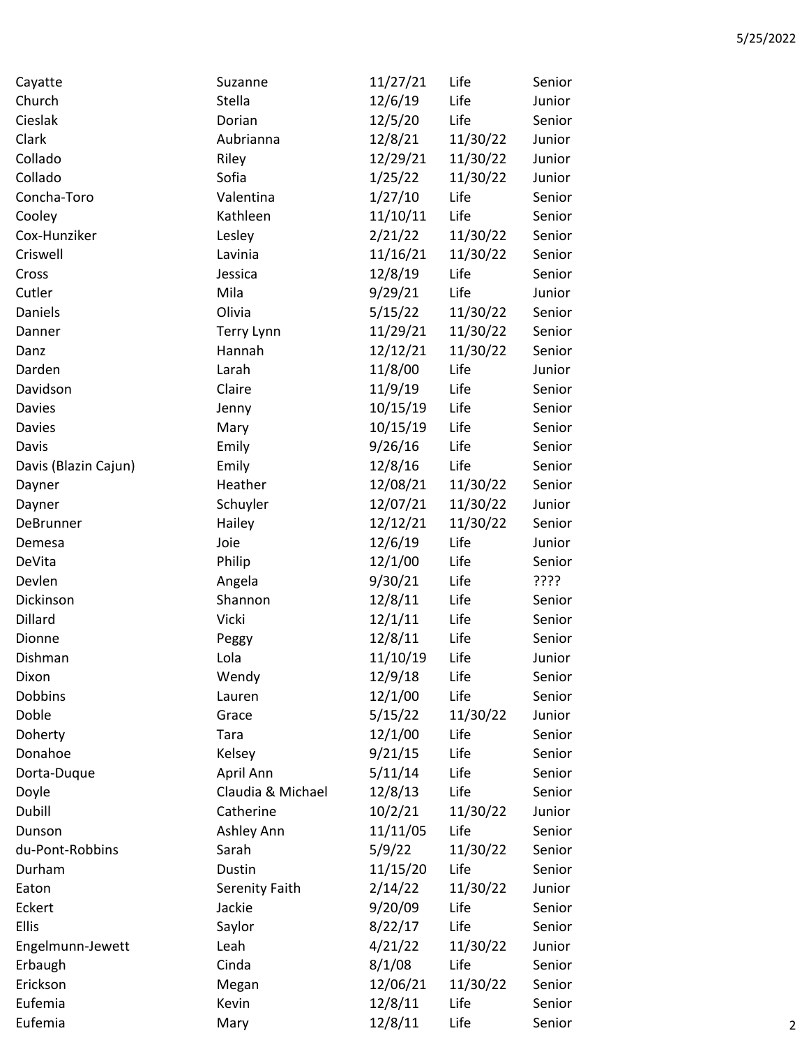| | | | | |
|---|---|---|---|---|
| Cayatte | Suzanne | 11/27/21 | Life | Senior |
| Church | Stella | 12/6/19 | Life | Junior |
| Cieslak | Dorian | 12/5/20 | Life | Senior |
| Clark | Aubrianna | 12/8/21 | 11/30/22 | Junior |
| Collado | Riley | 12/29/21 | 11/30/22 | Junior |
| Collado | Sofia | 1/25/22 | 11/30/22 | Junior |
| Concha-Toro | Valentina | 1/27/10 | Life | Senior |
| Cooley | Kathleen | 11/10/11 | Life | Senior |
| Cox-Hunziker | Lesley | 2/21/22 | 11/30/22 | Senior |
| Criswell | Lavinia | 11/16/21 | 11/30/22 | Senior |
| Cross | Jessica | 12/8/19 | Life | Senior |
| Cutler | Mila | 9/29/21 | Life | Junior |
| Daniels | Olivia | 5/15/22 | 11/30/22 | Senior |
| Danner | Terry Lynn | 11/29/21 | 11/30/22 | Senior |
| Danz | Hannah | 12/12/21 | 11/30/22 | Senior |
| Darden | Larah | 11/8/00 | Life | Junior |
| Davidson | Claire | 11/9/19 | Life | Senior |
| Davies | Jenny | 10/15/19 | Life | Senior |
| Davies | Mary | 10/15/19 | Life | Senior |
| Davis | Emily | 9/26/16 | Life | Senior |
| Davis (Blazin Cajun) | Emily | 12/8/16 | Life | Senior |
| Dayner | Heather | 12/08/21 | 11/30/22 | Senior |
| Dayner | Schuyler | 12/07/21 | 11/30/22 | Junior |
| DeBrunner | Hailey | 12/12/21 | 11/30/22 | Senior |
| Demesa | Joie | 12/6/19 | Life | Junior |
| DeVita | Philip | 12/1/00 | Life | Senior |
| Devlen | Angela | 9/30/21 | Life | ???? |
| Dickinson | Shannon | 12/8/11 | Life | Senior |
| Dillard | Vicki | 12/1/11 | Life | Senior |
| Dionne | Peggy | 12/8/11 | Life | Senior |
| Dishman | Lola | 11/10/19 | Life | Junior |
| Dixon | Wendy | 12/9/18 | Life | Senior |
| Dobbins | Lauren | 12/1/00 | Life | Senior |
| Doble | Grace | 5/15/22 | 11/30/22 | Junior |
| Doherty | Tara | 12/1/00 | Life | Senior |
| Donahoe | Kelsey | 9/21/15 | Life | Senior |
| Dorta-Duque | April Ann | 5/11/14 | Life | Senior |
| Doyle | Claudia & Michael | 12/8/13 | Life | Senior |
| Dubill | Catherine | 10/2/21 | 11/30/22 | Junior |
| Dunson | Ashley Ann | 11/11/05 | Life | Senior |
| du-Pont-Robbins | Sarah | 5/9/22 | 11/30/22 | Senior |
| Durham | Dustin | 11/15/20 | Life | Senior |
| Eaton | Serenity Faith | 2/14/22 | 11/30/22 | Junior |
| Eckert | Jackie | 9/20/09 | Life | Senior |
| Ellis | Saylor | 8/22/17 | Life | Senior |
| Engelmunn-Jewett | Leah | 4/21/22 | 11/30/22 | Junior |
| Erbaugh | Cinda | 8/1/08 | Life | Senior |
| Erickson | Megan | 12/06/21 | 11/30/22 | Senior |
| Eufemia | Kevin | 12/8/11 | Life | Senior |
| Eufemia | Mary | 12/8/11 | Life | Senior |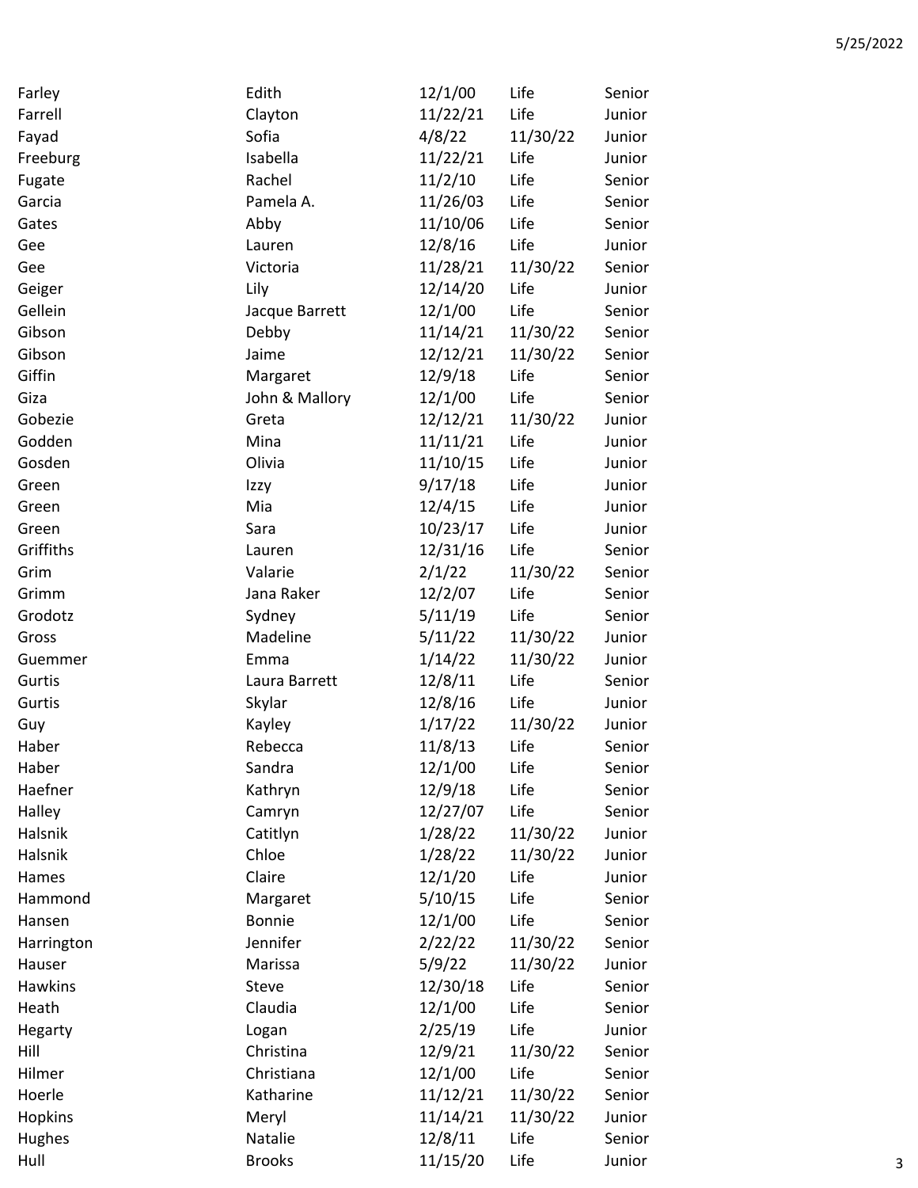| | | | | |
|---|---|---|---|---|
| Farley | Edith | 12/1/00 | Life | Senior |
| Farrell | Clayton | 11/22/21 | Life | Junior |
| Fayad | Sofia | 4/8/22 | 11/30/22 | Junior |
| Freeburg | Isabella | 11/22/21 | Life | Junior |
| Fugate | Rachel | 11/2/10 | Life | Senior |
| Garcia | Pamela A. | 11/26/03 | Life | Senior |
| Gates | Abby | 11/10/06 | Life | Senior |
| Gee | Lauren | 12/8/16 | Life | Junior |
| Gee | Victoria | 11/28/21 | 11/30/22 | Senior |
| Geiger | Lily | 12/14/20 | Life | Junior |
| Gellein | Jacque Barrett | 12/1/00 | Life | Senior |
| Gibson | Debby | 11/14/21 | 11/30/22 | Senior |
| Gibson | Jaime | 12/12/21 | 11/30/22 | Senior |
| Giffin | Margaret | 12/9/18 | Life | Senior |
| Giza | John & Mallory | 12/1/00 | Life | Senior |
| Gobezie | Greta | 12/12/21 | 11/30/22 | Junior |
| Godden | Mina | 11/11/21 | Life | Junior |
| Gosden | Olivia | 11/10/15 | Life | Junior |
| Green | Izzy | 9/17/18 | Life | Junior |
| Green | Mia | 12/4/15 | Life | Junior |
| Green | Sara | 10/23/17 | Life | Junior |
| Griffiths | Lauren | 12/31/16 | Life | Senior |
| Grim | Valarie | 2/1/22 | 11/30/22 | Senior |
| Grimm | Jana Raker | 12/2/07 | Life | Senior |
| Grodotz | Sydney | 5/11/19 | Life | Senior |
| Gross | Madeline | 5/11/22 | 11/30/22 | Junior |
| Guemmer | Emma | 1/14/22 | 11/30/22 | Junior |
| Gurtis | Laura Barrett | 12/8/11 | Life | Senior |
| Gurtis | Skylar | 12/8/16 | Life | Junior |
| Guy | Kayley | 1/17/22 | 11/30/22 | Junior |
| Haber | Rebecca | 11/8/13 | Life | Senior |
| Haber | Sandra | 12/1/00 | Life | Senior |
| Haefner | Kathryn | 12/9/18 | Life | Senior |
| Halley | Camryn | 12/27/07 | Life | Senior |
| Halsnik | Catitlyn | 1/28/22 | 11/30/22 | Junior |
| Halsnik | Chloe | 1/28/22 | 11/30/22 | Junior |
| Hames | Claire | 12/1/20 | Life | Junior |
| Hammond | Margaret | 5/10/15 | Life | Senior |
| Hansen | Bonnie | 12/1/00 | Life | Senior |
| Harrington | Jennifer | 2/22/22 | 11/30/22 | Senior |
| Hauser | Marissa | 5/9/22 | 11/30/22 | Junior |
| Hawkins | Steve | 12/30/18 | Life | Senior |
| Heath | Claudia | 12/1/00 | Life | Senior |
| Hegarty | Logan | 2/25/19 | Life | Junior |
| Hill | Christina | 12/9/21 | 11/30/22 | Senior |
| Hilmer | Christiana | 12/1/00 | Life | Senior |
| Hoerle | Katharine | 11/12/21 | 11/30/22 | Senior |
| Hopkins | Meryl | 11/14/21 | 11/30/22 | Junior |
| Hughes | Natalie | 12/8/11 | Life | Senior |
| Hull | Brooks | 11/15/20 | Life | Junior |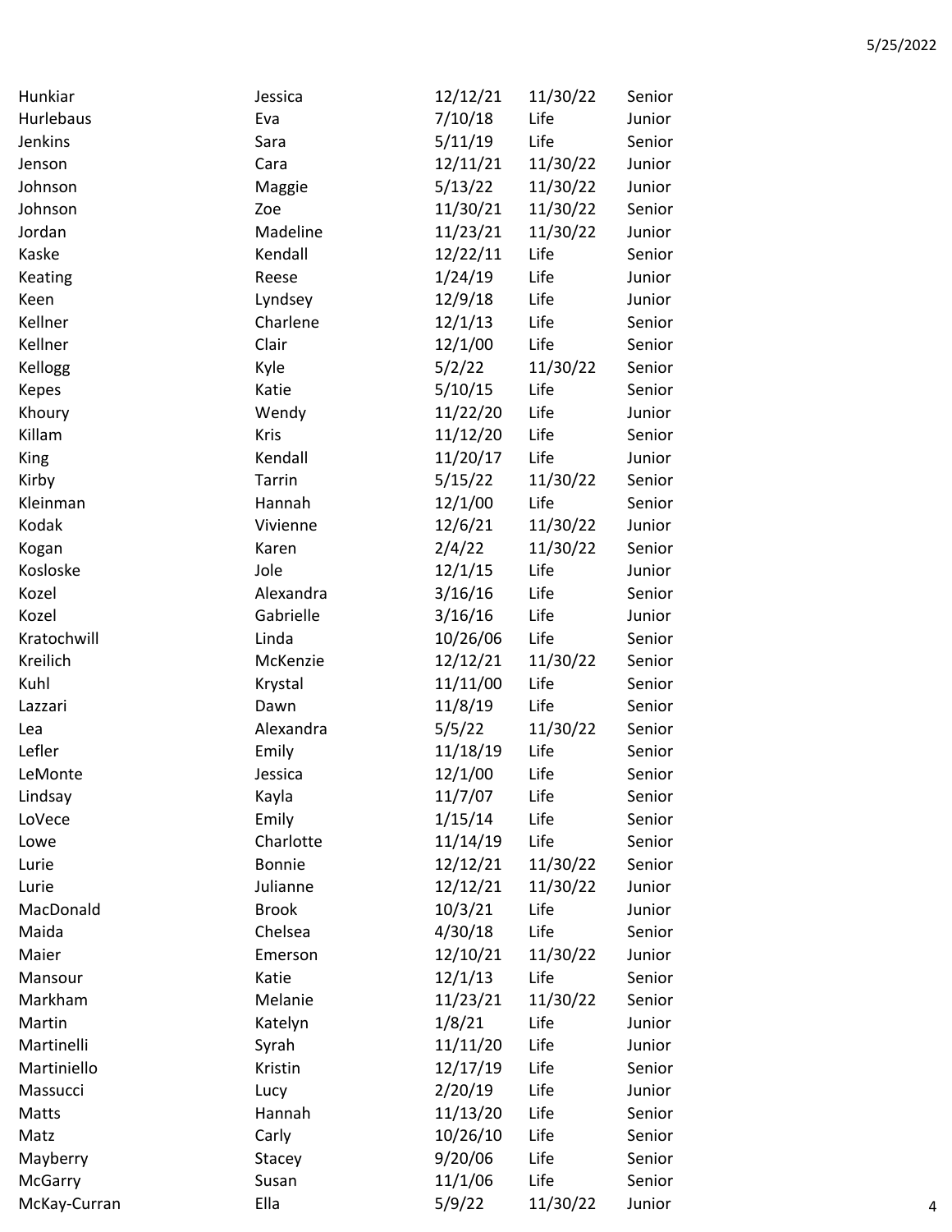| | | | | |
|---|---|---|---|---|
| Hunkiar | Jessica | 12/12/21 | 11/30/22 | Senior |
| Hurlebaus | Eva | 7/10/18 | Life | Junior |
| Jenkins | Sara | 5/11/19 | Life | Senior |
| Jenson | Cara | 12/11/21 | 11/30/22 | Junior |
| Johnson | Maggie | 5/13/22 | 11/30/22 | Junior |
| Johnson | Zoe | 11/30/21 | 11/30/22 | Senior |
| Jordan | Madeline | 11/23/21 | 11/30/22 | Junior |
| Kaske | Kendall | 12/22/11 | Life | Senior |
| Keating | Reese | 1/24/19 | Life | Junior |
| Keen | Lyndsey | 12/9/18 | Life | Junior |
| Kellner | Charlene | 12/1/13 | Life | Senior |
| Kellner | Clair | 12/1/00 | Life | Senior |
| Kellogg | Kyle | 5/2/22 | 11/30/22 | Senior |
| Kepes | Katie | 5/10/15 | Life | Senior |
| Khoury | Wendy | 11/22/20 | Life | Junior |
| Killam | Kris | 11/12/20 | Life | Senior |
| King | Kendall | 11/20/17 | Life | Junior |
| Kirby | Tarrin | 5/15/22 | 11/30/22 | Senior |
| Kleinman | Hannah | 12/1/00 | Life | Senior |
| Kodak | Vivienne | 12/6/21 | 11/30/22 | Junior |
| Kogan | Karen | 2/4/22 | 11/30/22 | Senior |
| Kosloske | Jole | 12/1/15 | Life | Junior |
| Kozel | Alexandra | 3/16/16 | Life | Senior |
| Kozel | Gabrielle | 3/16/16 | Life | Junior |
| Kratochwill | Linda | 10/26/06 | Life | Senior |
| Kreilich | McKenzie | 12/12/21 | 11/30/22 | Senior |
| Kuhl | Krystal | 11/11/00 | Life | Senior |
| Lazzari | Dawn | 11/8/19 | Life | Senior |
| Lea | Alexandra | 5/5/22 | 11/30/22 | Senior |
| Lefler | Emily | 11/18/19 | Life | Senior |
| LeMonte | Jessica | 12/1/00 | Life | Senior |
| Lindsay | Kayla | 11/7/07 | Life | Senior |
| LoVece | Emily | 1/15/14 | Life | Senior |
| Lowe | Charlotte | 11/14/19 | Life | Senior |
| Lurie | Bonnie | 12/12/21 | 11/30/22 | Senior |
| Lurie | Julianne | 12/12/21 | 11/30/22 | Junior |
| MacDonald | Brook | 10/3/21 | Life | Junior |
| Maida | Chelsea | 4/30/18 | Life | Senior |
| Maier | Emerson | 12/10/21 | 11/30/22 | Junior |
| Mansour | Katie | 12/1/13 | Life | Senior |
| Markham | Melanie | 11/23/21 | 11/30/22 | Senior |
| Martin | Katelyn | 1/8/21 | Life | Junior |
| Martinelli | Syrah | 11/11/20 | Life | Junior |
| Martiniello | Kristin | 12/17/19 | Life | Senior |
| Massucci | Lucy | 2/20/19 | Life | Junior |
| Matts | Hannah | 11/13/20 | Life | Senior |
| Matz | Carly | 10/26/10 | Life | Senior |
| Mayberry | Stacey | 9/20/06 | Life | Senior |
| McGarry | Susan | 11/1/06 | Life | Senior |
| McKay-Curran | Ella | 5/9/22 | 11/30/22 | Junior |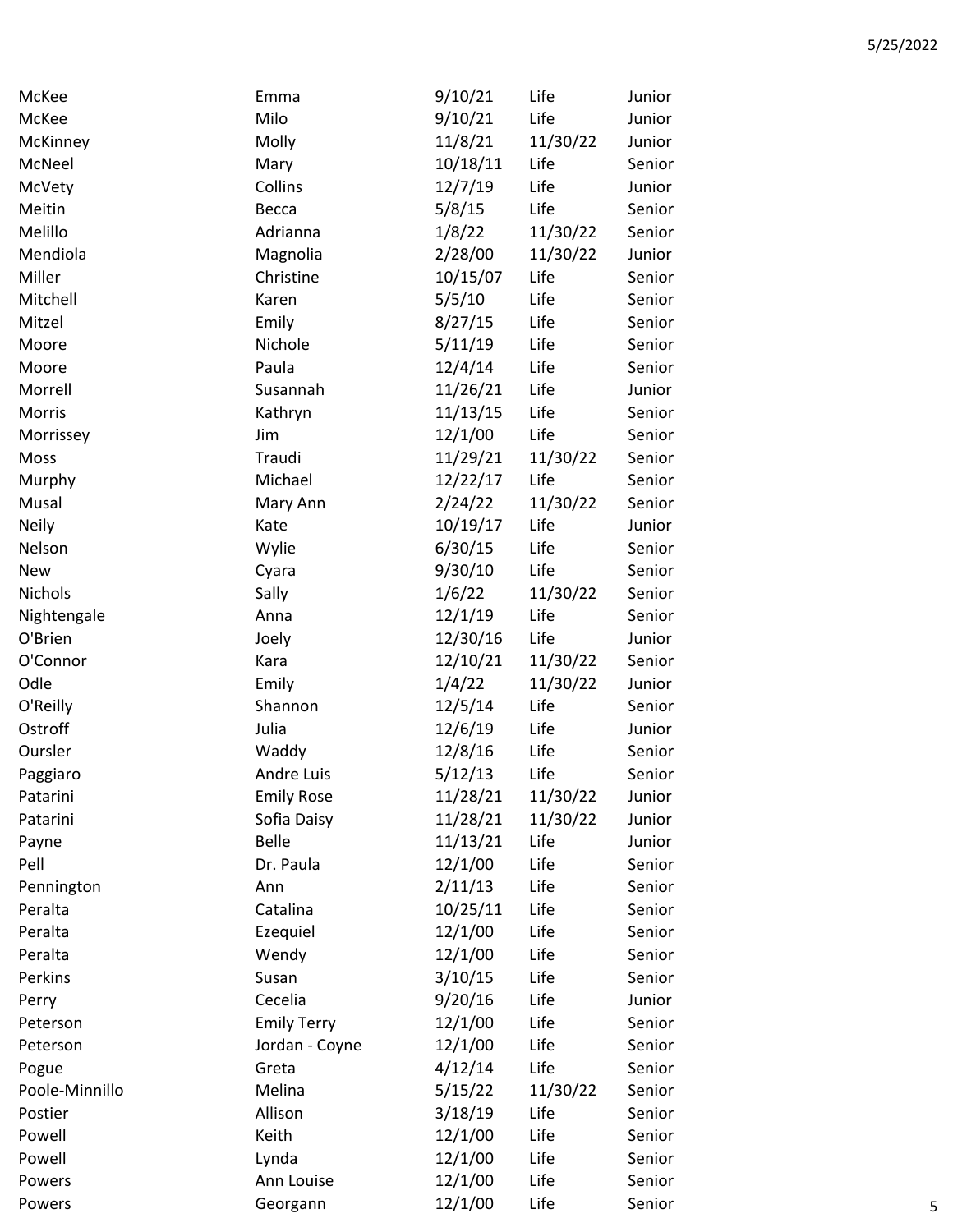| | | | | |
|---|---|---|---|---|
| McKee | Emma | 9/10/21 | Life | Junior |
| McKee | Milo | 9/10/21 | Life | Junior |
| McKinney | Molly | 11/8/21 | 11/30/22 | Junior |
| McNeel | Mary | 10/18/11 | Life | Senior |
| McVety | Collins | 12/7/19 | Life | Junior |
| Meitin | Becca | 5/8/15 | Life | Senior |
| Melillo | Adrianna | 1/8/22 | 11/30/22 | Senior |
| Mendiola | Magnolia | 2/28/00 | 11/30/22 | Junior |
| Miller | Christine | 10/15/07 | Life | Senior |
| Mitchell | Karen | 5/5/10 | Life | Senior |
| Mitzel | Emily | 8/27/15 | Life | Senior |
| Moore | Nichole | 5/11/19 | Life | Senior |
| Moore | Paula | 12/4/14 | Life | Senior |
| Morrell | Susannah | 11/26/21 | Life | Junior |
| Morris | Kathryn | 11/13/15 | Life | Senior |
| Morrissey | Jim | 12/1/00 | Life | Senior |
| Moss | Traudi | 11/29/21 | 11/30/22 | Senior |
| Murphy | Michael | 12/22/17 | Life | Senior |
| Musal | Mary Ann | 2/24/22 | 11/30/22 | Senior |
| Neily | Kate | 10/19/17 | Life | Junior |
| Nelson | Wylie | 6/30/15 | Life | Senior |
| New | Cyara | 9/30/10 | Life | Senior |
| Nichols | Sally | 1/6/22 | 11/30/22 | Senior |
| Nightengale | Anna | 12/1/19 | Life | Senior |
| O'Brien | Joely | 12/30/16 | Life | Junior |
| O'Connor | Kara | 12/10/21 | 11/30/22 | Senior |
| Odle | Emily | 1/4/22 | 11/30/22 | Junior |
| O'Reilly | Shannon | 12/5/14 | Life | Senior |
| Ostroff | Julia | 12/6/19 | Life | Junior |
| Oursler | Waddy | 12/8/16 | Life | Senior |
| Paggiaro | Andre Luis | 5/12/13 | Life | Senior |
| Patarini | Emily Rose | 11/28/21 | 11/30/22 | Junior |
| Patarini | Sofia Daisy | 11/28/21 | 11/30/22 | Junior |
| Payne | Belle | 11/13/21 | Life | Junior |
| Pell | Dr. Paula | 12/1/00 | Life | Senior |
| Pennington | Ann | 2/11/13 | Life | Senior |
| Peralta | Catalina | 10/25/11 | Life | Senior |
| Peralta | Ezequiel | 12/1/00 | Life | Senior |
| Peralta | Wendy | 12/1/00 | Life | Senior |
| Perkins | Susan | 3/10/15 | Life | Senior |
| Perry | Cecelia | 9/20/16 | Life | Junior |
| Peterson | Emily Terry | 12/1/00 | Life | Senior |
| Peterson | Jordan - Coyne | 12/1/00 | Life | Senior |
| Pogue | Greta | 4/12/14 | Life | Senior |
| Poole-Minnillo | Melina | 5/15/22 | 11/30/22 | Senior |
| Postier | Allison | 3/18/19 | Life | Senior |
| Powell | Keith | 12/1/00 | Life | Senior |
| Powell | Lynda | 12/1/00 | Life | Senior |
| Powers | Ann Louise | 12/1/00 | Life | Senior |
| Powers | Georgann | 12/1/00 | Life | Senior |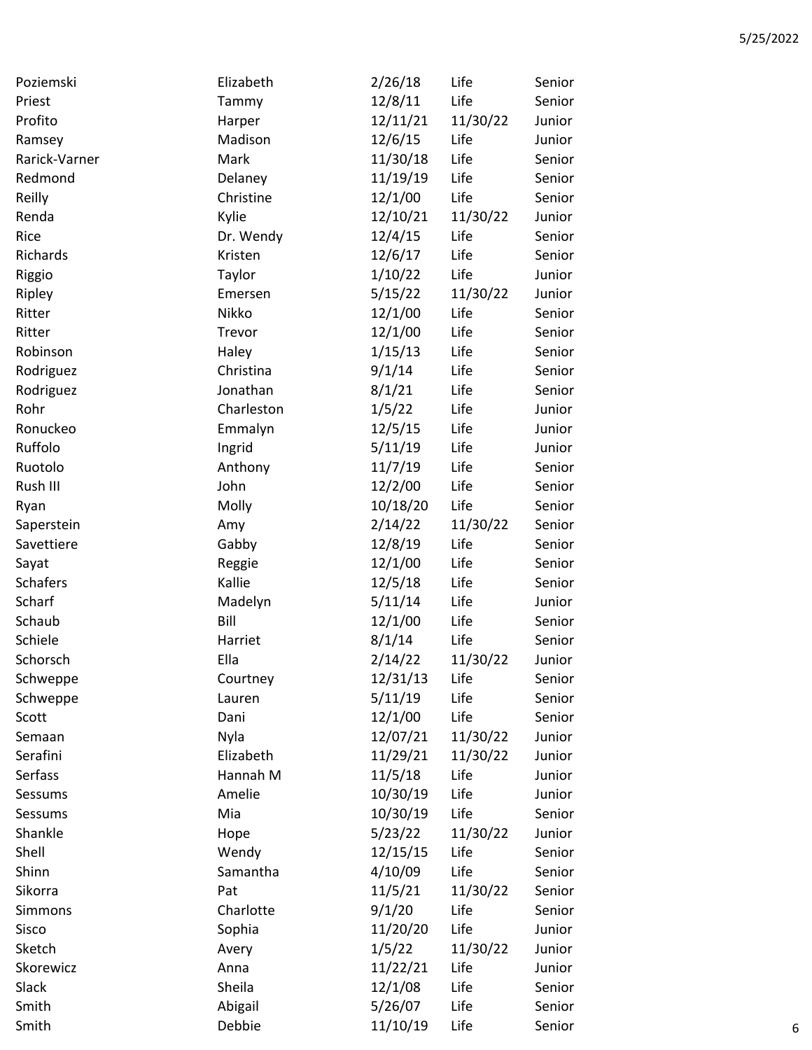| | | | | |
|---|---|---|---|---|
| Poziemski | Elizabeth | 2/26/18 | Life | Senior |
| Priest | Tammy | 12/8/11 | Life | Senior |
| Profito | Harper | 12/11/21 | 11/30/22 | Junior |
| Ramsey | Madison | 12/6/15 | Life | Junior |
| Rarick-Varner | Mark | 11/30/18 | Life | Senior |
| Redmond | Delaney | 11/19/19 | Life | Senior |
| Reilly | Christine | 12/1/00 | Life | Senior |
| Renda | Kylie | 12/10/21 | 11/30/22 | Junior |
| Rice | Dr. Wendy | 12/4/15 | Life | Senior |
| Richards | Kristen | 12/6/17 | Life | Senior |
| Riggio | Taylor | 1/10/22 | Life | Junior |
| Ripley | Emersen | 5/15/22 | 11/30/22 | Junior |
| Ritter | Nikko | 12/1/00 | Life | Senior |
| Ritter | Trevor | 12/1/00 | Life | Senior |
| Robinson | Haley | 1/15/13 | Life | Senior |
| Rodriguez | Christina | 9/1/14 | Life | Senior |
| Rodriguez | Jonathan | 8/1/21 | Life | Senior |
| Rohr | Charleston | 1/5/22 | Life | Junior |
| Ronuckeo | Emmalyn | 12/5/15 | Life | Junior |
| Ruffolo | Ingrid | 5/11/19 | Life | Junior |
| Ruotolo | Anthony | 11/7/19 | Life | Senior |
| Rush III | John | 12/2/00 | Life | Senior |
| Ryan | Molly | 10/18/20 | Life | Senior |
| Saperstein | Amy | 2/14/22 | 11/30/22 | Senior |
| Savettiere | Gabby | 12/8/19 | Life | Senior |
| Sayat | Reggie | 12/1/00 | Life | Senior |
| Schafers | Kallie | 12/5/18 | Life | Senior |
| Scharf | Madelyn | 5/11/14 | Life | Junior |
| Schaub | Bill | 12/1/00 | Life | Senior |
| Schiele | Harriet | 8/1/14 | Life | Senior |
| Schorsch | Ella | 2/14/22 | 11/30/22 | Junior |
| Schweppe | Courtney | 12/31/13 | Life | Senior |
| Schweppe | Lauren | 5/11/19 | Life | Senior |
| Scott | Dani | 12/1/00 | Life | Senior |
| Semaan | Nyla | 12/07/21 | 11/30/22 | Junior |
| Serafini | Elizabeth | 11/29/21 | 11/30/22 | Junior |
| Serfass | Hannah M | 11/5/18 | Life | Junior |
| Sessums | Amelie | 10/30/19 | Life | Junior |
| Sessums | Mia | 10/30/19 | Life | Senior |
| Shankle | Hope | 5/23/22 | 11/30/22 | Junior |
| Shell | Wendy | 12/15/15 | Life | Senior |
| Shinn | Samantha | 4/10/09 | Life | Senior |
| Sikorra | Pat | 11/5/21 | 11/30/22 | Senior |
| Simmons | Charlotte | 9/1/20 | Life | Senior |
| Sisco | Sophia | 11/20/20 | Life | Junior |
| Sketch | Avery | 1/5/22 | 11/30/22 | Junior |
| Skorewicz | Anna | 11/22/21 | Life | Junior |
| Slack | Sheila | 12/1/08 | Life | Senior |
| Smith | Abigail | 5/26/07 | Life | Senior |
| Smith | Debbie | 11/10/19 | Life | Senior |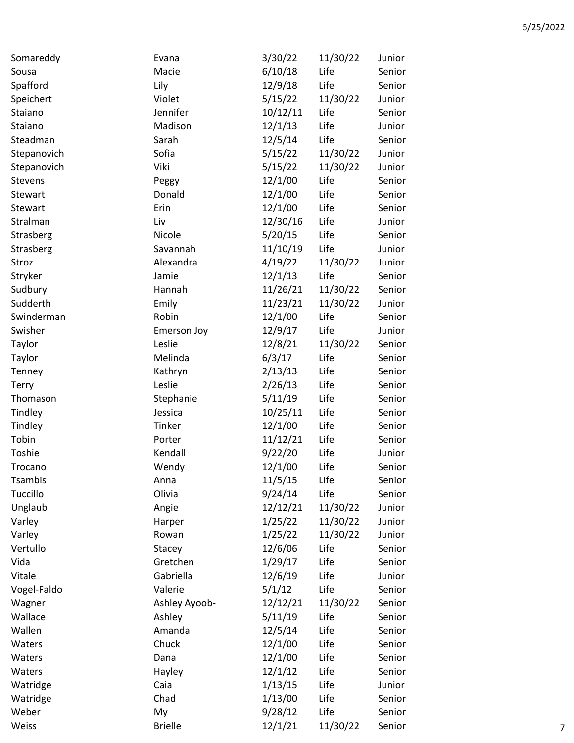| | | | | |
|---|---|---|---|---|
| Somareddy | Evana | 3/30/22 | 11/30/22 | Junior |
| Sousa | Macie | 6/10/18 | Life | Senior |
| Spafford | Lily | 12/9/18 | Life | Senior |
| Speichert | Violet | 5/15/22 | 11/30/22 | Junior |
| Staiano | Jennifer | 10/12/11 | Life | Senior |
| Staiano | Madison | 12/1/13 | Life | Junior |
| Steadman | Sarah | 12/5/14 | Life | Senior |
| Stepanovich | Sofia | 5/15/22 | 11/30/22 | Junior |
| Stepanovich | Viki | 5/15/22 | 11/30/22 | Junior |
| Stevens | Peggy | 12/1/00 | Life | Senior |
| Stewart | Donald | 12/1/00 | Life | Senior |
| Stewart | Erin | 12/1/00 | Life | Senior |
| Stralman | Liv | 12/30/16 | Life | Junior |
| Strasberg | Nicole | 5/20/15 | Life | Senior |
| Strasberg | Savannah | 11/10/19 | Life | Junior |
| Stroz | Alexandra | 4/19/22 | 11/30/22 | Junior |
| Stryker | Jamie | 12/1/13 | Life | Senior |
| Sudbury | Hannah | 11/26/21 | 11/30/22 | Senior |
| Sudderth | Emily | 11/23/21 | 11/30/22 | Junior |
| Swinderman | Robin | 12/1/00 | Life | Senior |
| Swisher | Emerson Joy | 12/9/17 | Life | Junior |
| Taylor | Leslie | 12/8/21 | 11/30/22 | Senior |
| Taylor | Melinda | 6/3/17 | Life | Senior |
| Tenney | Kathryn | 2/13/13 | Life | Senior |
| Terry | Leslie | 2/26/13 | Life | Senior |
| Thomason | Stephanie | 5/11/19 | Life | Senior |
| Tindley | Jessica | 10/25/11 | Life | Senior |
| Tindley | Tinker | 12/1/00 | Life | Senior |
| Tobin | Porter | 11/12/21 | Life | Senior |
| Toshie | Kendall | 9/22/20 | Life | Junior |
| Trocano | Wendy | 12/1/00 | Life | Senior |
| Tsambis | Anna | 11/5/15 | Life | Senior |
| Tuccillo | Olivia | 9/24/14 | Life | Senior |
| Unglaub | Angie | 12/12/21 | 11/30/22 | Junior |
| Varley | Harper | 1/25/22 | 11/30/22 | Junior |
| Varley | Rowan | 1/25/22 | 11/30/22 | Junior |
| Vertullo | Stacey | 12/6/06 | Life | Senior |
| Vida | Gretchen | 1/29/17 | Life | Senior |
| Vitale | Gabriella | 12/6/19 | Life | Junior |
| Vogel-Faldo | Valerie | 5/1/12 | Life | Senior |
| Wagner | Ashley Ayoob- | 12/12/21 | 11/30/22 | Senior |
| Wallace | Ashley | 5/11/19 | Life | Senior |
| Wallen | Amanda | 12/5/14 | Life | Senior |
| Waters | Chuck | 12/1/00 | Life | Senior |
| Waters | Dana | 12/1/00 | Life | Senior |
| Waters | Hayley | 12/1/12 | Life | Senior |
| Watridge | Caia | 1/13/15 | Life | Junior |
| Watridge | Chad | 1/13/00 | Life | Senior |
| Weber | My | 9/28/12 | Life | Senior |
| Weiss | Brielle | 12/1/21 | 11/30/22 | Senior |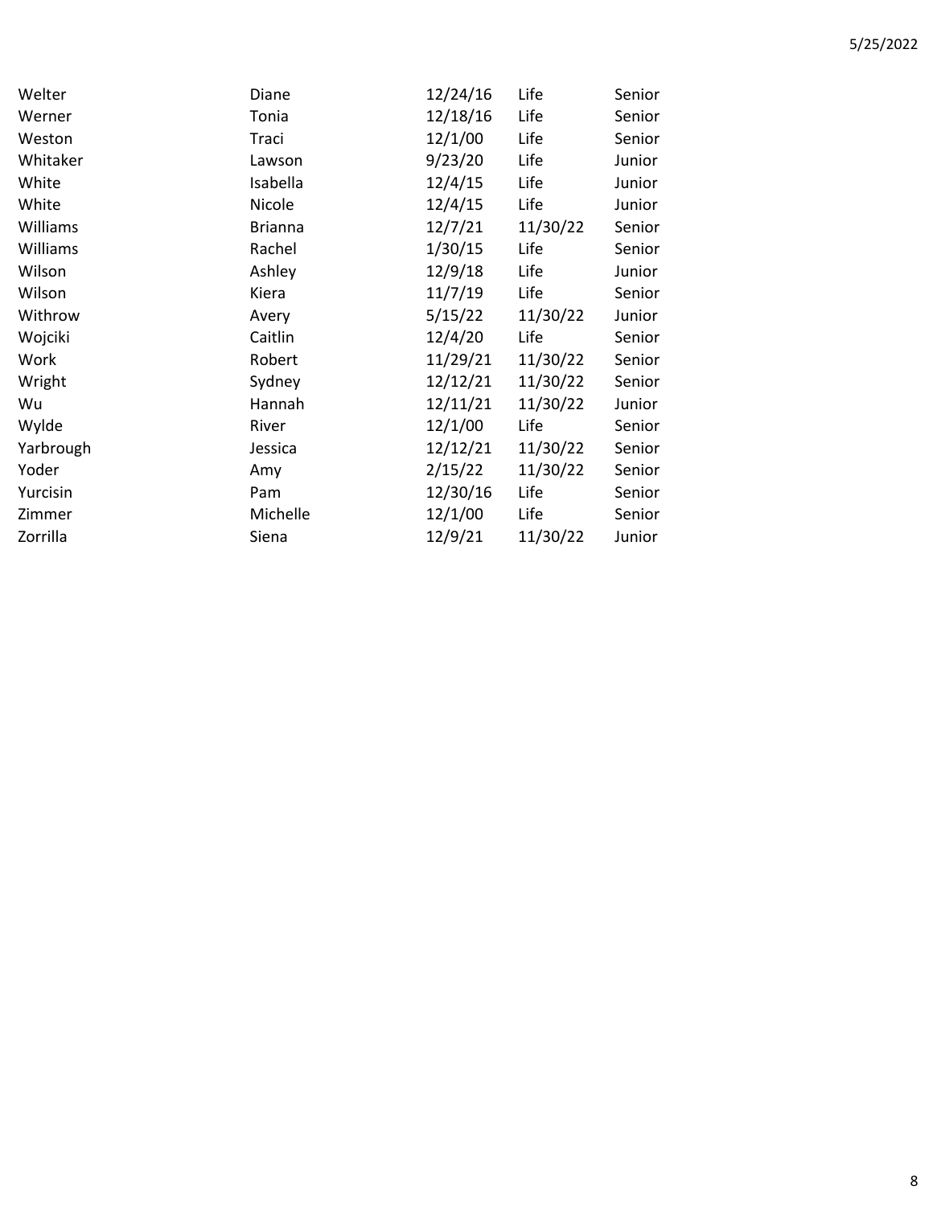| | | | | |
|---|---|---|---|---|
| Welter | Diane | 12/24/16 | Life | Senior |
| Werner | Tonia | 12/18/16 | Life | Senior |
| Weston | Traci | 12/1/00 | Life | Senior |
| Whitaker | Lawson | 9/23/20 | Life | Junior |
| White | Isabella | 12/4/15 | Life | Junior |
| White | Nicole | 12/4/15 | Life | Junior |
| Williams | Brianna | 12/7/21 | 11/30/22 | Senior |
| Williams | Rachel | 1/30/15 | Life | Senior |
| Wilson | Ashley | 12/9/18 | Life | Junior |
| Wilson | Kiera | 11/7/19 | Life | Senior |
| Withrow | Avery | 5/15/22 | 11/30/22 | Junior |
| Wojciki | Caitlin | 12/4/20 | Life | Senior |
| Work | Robert | 11/29/21 | 11/30/22 | Senior |
| Wright | Sydney | 12/12/21 | 11/30/22 | Senior |
| Wu | Hannah | 12/11/21 | 11/30/22 | Junior |
| Wylde | River | 12/1/00 | Life | Senior |
| Yarbrough | Jessica | 12/12/21 | 11/30/22 | Senior |
| Yoder | Amy | 2/15/22 | 11/30/22 | Senior |
| Yurcisin | Pam | 12/30/16 | Life | Senior |
| Zimmer | Michelle | 12/1/00 | Life | Senior |
| Zorrilla | Siena | 12/9/21 | 11/30/22 | Junior |